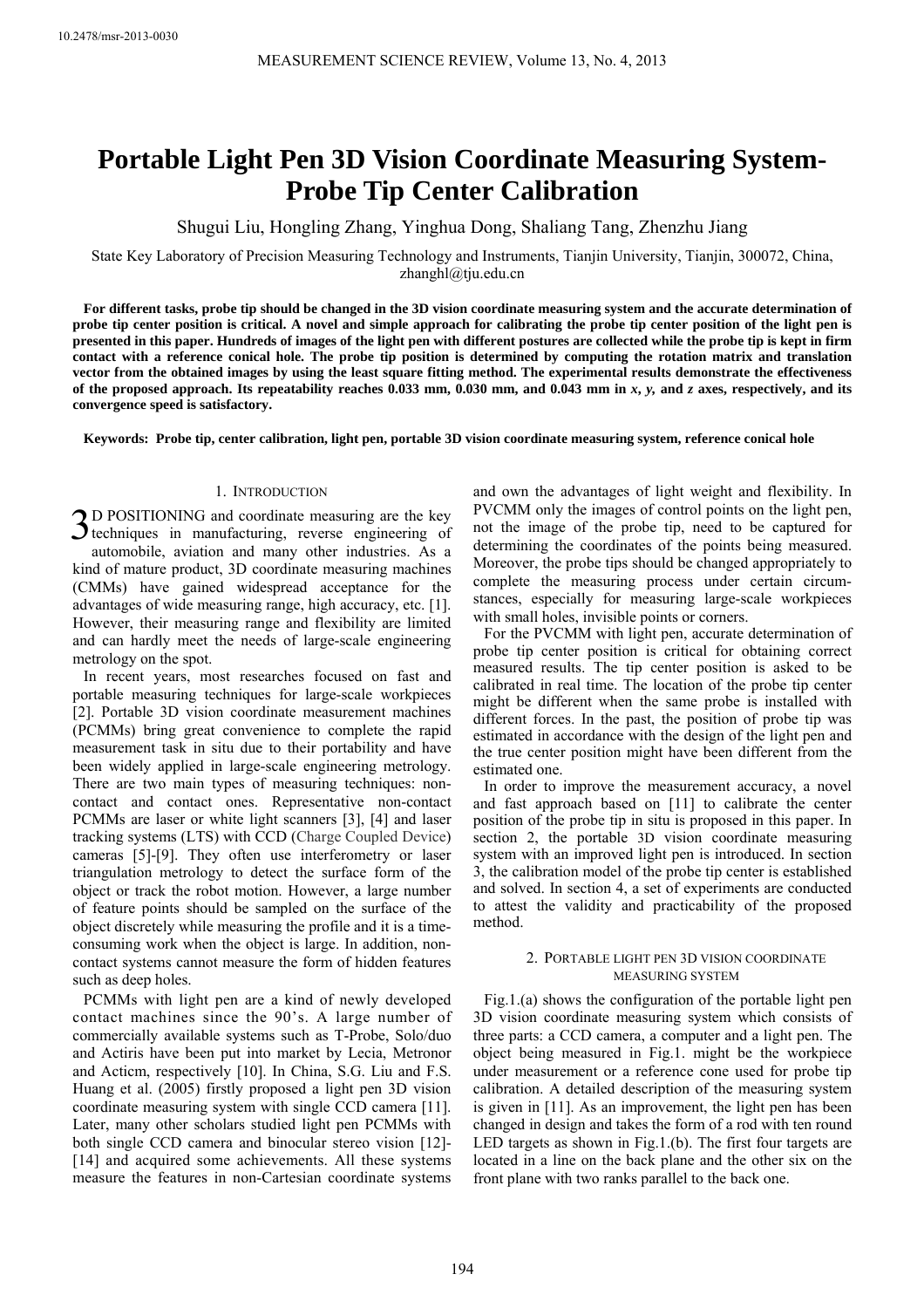10.2478/msr-2013-0030

# Portable Light Pen 3D Vision Coordinate Measuring System-Probe Tip Center Calibration

Shugui Liu, Hongling Zhang, Yinghua Dong, Shaliang Tang, Zhenzhu Jiang

State Key Laboratory of Precision Measuring Technology and Instruments, Tianjin University, Tianjin, 300072, China, zhanghl@tju.edu.cn

**For different tasks, probe tip should be changed in the 3D vision coordinate measuring system and the accurate determination of probe tip center position is critical. A novel and simple approach for calibrating the probe tip center position of the light pen is presented in this paper. Hundreds of images of the light pen with different postures are collected while the probe tip is kept in firm contact with a reference conical hole. The probe tip position is determined by computing the rotation matrix and translation vector from the obtained images by using the least square fitting method. The experimental results demonstrate the effectiveness of the proposed approach. Its repeatability reaches 0.033 mm, 0.030 mm, and 0.043 mm in *x*, *y*, and *z* axes, respectively, and its convergence speed is satisfactory.**

**Keywords: Probe tip, center calibration, light pen, portable 3D vision coordinate measuring system, reference conical hole**

## 1. Introduction

3D POSITIONING and coordinate measuring are the key techniques in manufacturing, reverse engineering of automobile, aviation and many other industries. As a kind of mature product, 3D coordinate measuring machines (CMMs) have gained widespread acceptance for the advantages of wide measuring range, high accuracy, etc. [1]. However, their measuring range and flexibility are limited and can hardly meet the needs of large-scale engineering metrology on the spot.

In recent years, most researches focused on fast and portable measuring techniques for large-scale workpieces [2]. Portable 3D vision coordinate measurement machines (PCMMs) bring great convenience to complete the rapid measurement task in situ due to their portability and have been widely applied in large-scale engineering metrology. There are two main types of measuring techniques: non-contact and contact ones. Representative non-contact PCMMs are laser or white light scanners [3], [4] and laser tracking systems (LTS) with CCD (Charge Coupled Device) cameras [5]-[9]. They often use interferometry or laser triangulation metrology to detect the surface form of the object or track the robot motion. However, a large number of feature points should be sampled on the surface of the object discretely while measuring the profile and it is a time-consuming work when the object is large. In addition, non-contact systems cannot measure the form of hidden features such as deep holes.

PCMMs with light pen are a kind of newly developed contact machines since the 90's. A large number of commercially available systems such as T-Probe, Solo/duo and Actiris have been put into market by Lecia, Metronor and Acticm, respectively [10]. In China, S.G. Liu and F.S. Huang et al. (2005) firstly proposed a light pen 3D vision coordinate measuring system with single CCD camera [11]. Later, many other scholars studied light pen PCMMs with both single CCD camera and binocular stereo vision [12]-[14] and acquired some achievements. All these systems measure the features in non-Cartesian coordinate systems and own the advantages of light weight and flexibility. In PVCMM only the images of control points on the light pen, not the image of the probe tip, need to be captured for determining the coordinates of the points being measured. Moreover, the probe tips should be changed appropriately to complete the measuring process under certain circumstances, especially for measuring large-scale workpieces with small holes, invisible points or corners.

For the PVCMM with light pen, accurate determination of probe tip center position is critical for obtaining correct measured results. The tip center position is asked to be calibrated in real time. The location of the probe tip center might be different when the same probe is installed with different forces. In the past, the position of probe tip was estimated in accordance with the design of the light pen and the true center position might have been different from the estimated one.

In order to improve the measurement accuracy, a novel and fast approach based on [11] to calibrate the center position of the probe tip in situ is proposed in this paper. In section 2, the portable 3D vision coordinate measuring system with an improved light pen is introduced. In section 3, the calibration model of the probe tip center is established and solved. In section 4, a set of experiments are conducted to attest the validity and practicability of the proposed method.

## 2. Portable light pen 3D vision coordinate measuring system

Fig.1.(a) shows the configuration of the portable light pen 3D vision coordinate measuring system which consists of three parts: a CCD camera, a computer and a light pen. The object being measured in Fig.1. might be the workpiece under measurement or a reference cone used for probe tip calibration. A detailed description of the measuring system is given in [11]. As an improvement, the light pen has been changed in design and takes the form of a rod with ten round LED targets as shown in Fig.1.(b). The first four targets are located in a line on the back plane and the other six on the front plane with two ranks parallel to the back one.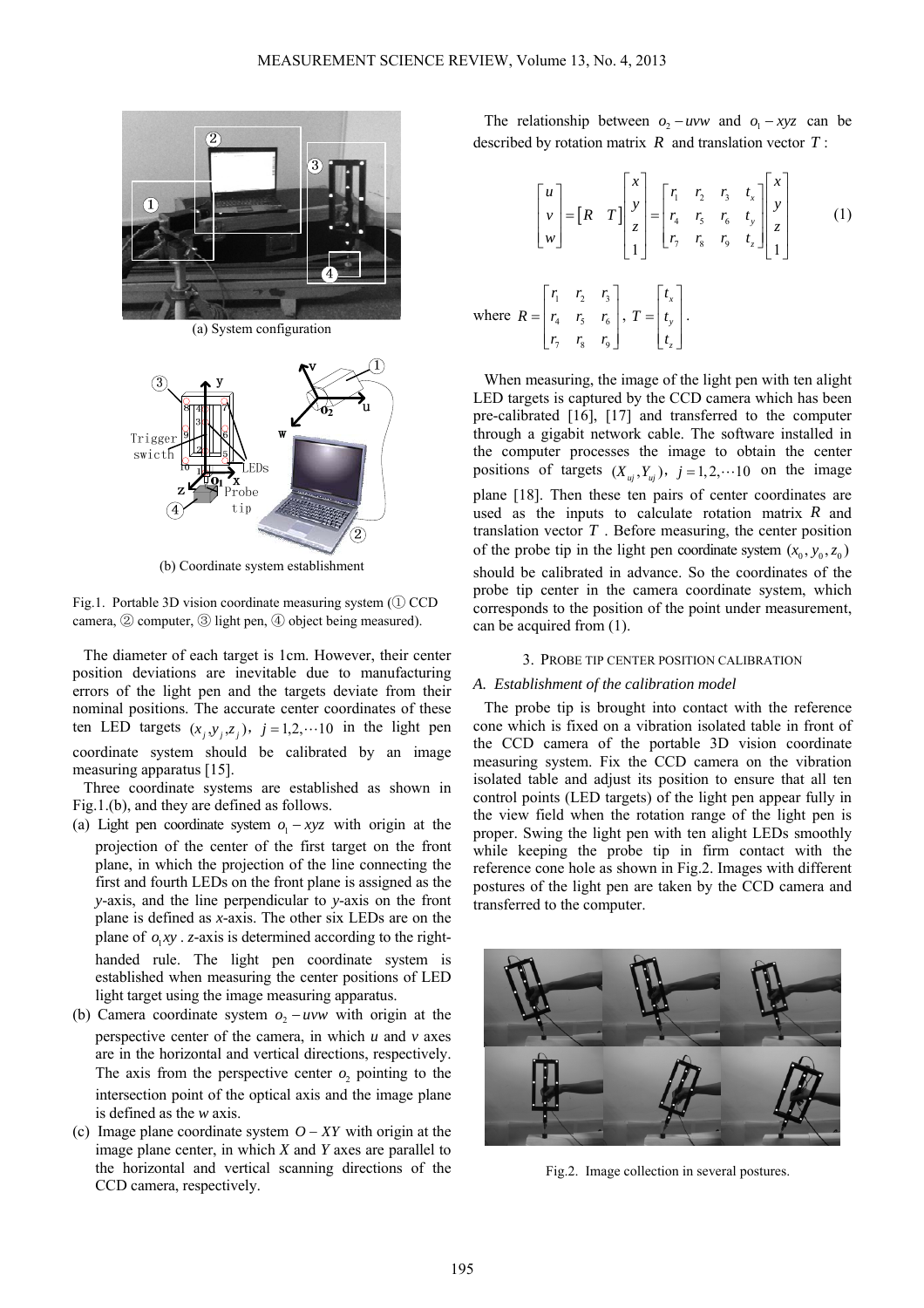(a) System configuration

(b) Coordinate system establishment

Fig.1. Portable 3D vision coordinate measuring system (① CCD camera, ② computer, ③ light pen, ④ object being measured).

The diameter of each target is 1cm. However, their center position deviations are inevitable due to manufacturing errors of the light pen and the targets deviate from their nominal positions. The accurate center coordinates of these ten LED targets $(x_j, y_j, z_j)$, $j = 1, 2, \cdots 10$ in the light pen coordinate system should be calibrated by an image measuring apparatus [15].

Three coordinate systems are established as shown in Fig.1.(b), and they are defined as follows.

(a) Light pen coordinate system $o_1 - xyz$ with origin at the projection of the center of the first target on the front plane, in which the projection of the line connecting the first and fourth LEDs on the front plane is assigned as the *y*-axis, and the line perpendicular to *y*-axis on the front plane is defined as *x*-axis. The other six LEDs are on the plane of $o_1 xy$. *z*-axis is determined according to the right-handed rule. The light pen coordinate system is established when measuring the center positions of LED light target using the image measuring apparatus.

(b) Camera coordinate system $o_2 - uvw$ with origin at the perspective center of the camera, in which *u* and *v* axes are in the horizontal and vertical directions, respectively. The axis from the perspective center $o_2$ pointing to the intersection point of the optical axis and the image plane is defined as the *w* axis.

(c) Image plane coordinate system $O - XY$ with origin at the image plane center, in which *X* and *Y* axes are parallel to the horizontal and vertical scanning directions of the CCD camera, respectively.

The relationship between $o_2 - uvw$ and $o_1 - xyz$ can be described by rotation matrix $R$ and translation vector $T$:

$$\begin{bmatrix} u \\ v \\ w \end{bmatrix} = \begin{bmatrix} R & T \end{bmatrix} \begin{bmatrix} x \\ y \\ z \\ 1 \end{bmatrix} = \begin{bmatrix} r_1 & r_2 & r_3 & t_x \\ r_4 & r_5 & r_6 & t_y \\ r_7 & r_8 & r_9 & t_z \end{bmatrix} \begin{bmatrix} x \\ y \\ z \\ 1 \end{bmatrix} \tag{1}$$

where $R = \begin{bmatrix} r_1 & r_2 & r_3 \\ r_4 & r_5 & r_6 \\ r_7 & r_8 & r_9 \end{bmatrix}$, $T = \begin{bmatrix} t_x \\ t_y \\ t_z \end{bmatrix}$.

When measuring, the image of the light pen with ten alight LED targets is captured by the CCD camera which has been pre-calibrated [16], [17] and transferred to the computer through a gigabit network cable. The software installed in the computer processes the image to obtain the center positions of targets $(X_{uj}, Y_{uj})$, $j = 1, 2, \cdots 10$ on the image plane [18]. Then these ten pairs of center coordinates are used as the inputs to calculate rotation matrix $R$ and translation vector $T$. Before measuring, the center position of the probe tip in the light pen coordinate system $(x_0, y_0, z_0)$ should be calibrated in advance. So the coordinates of the probe tip center in the camera coordinate system, which corresponds to the position of the point under measurement, can be acquired from (1).

## 3. Probe tip center position calibration

### A. Establishment of the calibration model

The probe tip is brought into contact with the reference cone which is fixed on a vibration isolated table in front of the CCD camera of the portable 3D vision coordinate measuring system. Fix the CCD camera on the vibration isolated table and adjust its position to ensure that all ten control points (LED targets) of the light pen appear fully in the view field when the rotation range of the light pen is proper. Swing the light pen with ten alight LEDs smoothly while keeping the probe tip in firm contact with the reference cone hole as shown in Fig.2. Images with different postures of the light pen are taken by the CCD camera and transferred to the computer.

Fig.2. Image collection in several postures.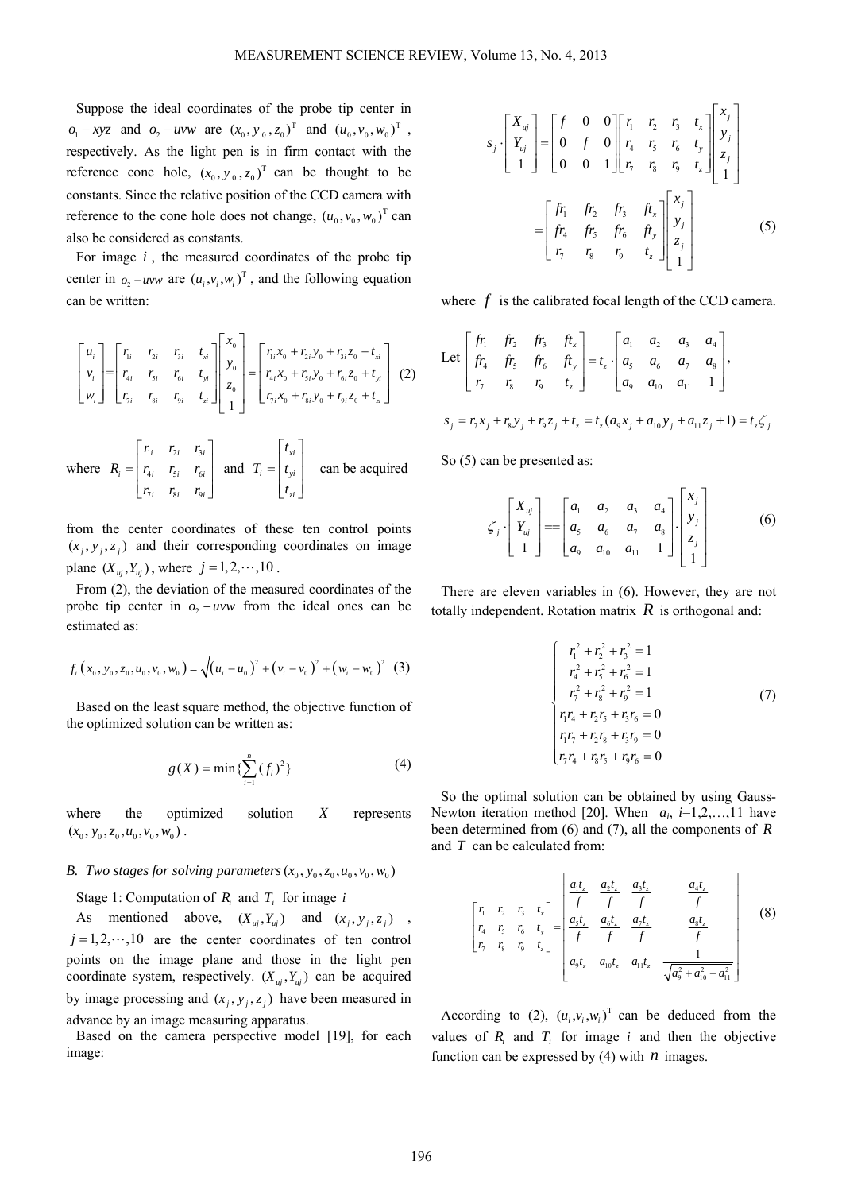Suppose the ideal coordinates of the probe tip center in $o_1 - xyz$ and $o_2 - uvw$ are $(x_0, y_0, z_0)^{\mathrm{T}}$ and $(u_0, v_0, w_0)^{\mathrm{T}}$, respectively. As the light pen is in firm contact with the reference cone hole, $(x_0, y_0, z_0)^{\mathrm{T}}$ can be thought to be constants. Since the relative position of the CCD camera with reference to the cone hole does not change, $(u_0, v_0, w_0)^{\mathrm{T}}$ can also be considered as constants.

For image $i$, the measured coordinates of the probe tip center in $o_2 - uvw$ are $(u_i, v_i, w_i)^{\mathrm{T}}$, and the following equation can be written:

$$\begin{bmatrix} u_i \\ v_i \\ w_i \end{bmatrix} = \begin{bmatrix} r_{1i} & r_{2i} & r_{3i} & t_{xi} \\ r_{4i} & r_{5i} & r_{6i} & t_{yi} \\ r_{7i} & r_{8i} & r_{9i} & t_{zi} \end{bmatrix} \begin{bmatrix} x_0 \\ y_0 \\ z_0 \\ 1 \end{bmatrix} = \begin{bmatrix} r_{1i}x_0 + r_{2i}y_0 + r_{3i}z_0 + t_{xi} \\ r_{4i}x_0 + r_{5i}y_0 + r_{6i}z_0 + t_{yi} \\ r_{7i}x_0 + r_{8i}y_0 + r_{9i}z_0 + t_{zi} \end{bmatrix} \quad (2)$$

where $R_i = \begin{bmatrix} r_{1i} & r_{2i} & r_{3i} \\ r_{4i} & r_{5i} & r_{6i} \\ r_{7i} & r_{8i} & r_{9i} \end{bmatrix}$ and $T_i = \begin{bmatrix} t_{xi} \\ t_{yi} \\ t_{zi} \end{bmatrix}$ can be acquired from the center coordinates of these ten control points $(x_j, y_j, z_j)$ and their corresponding coordinates on image plane $(X_{uj}, Y_{uj})$, where $j = 1, 2, \cdots, 10$.

From (2), the deviation of the measured coordinates of the probe tip center in $o_2 - uvw$ from the ideal ones can be estimated as:

$$f_i(x_0, y_0, z_0, u_0, v_0, w_0) = \sqrt{(u_i - u_0)^2 + (v_i - v_0)^2 + (w_i - w_0)^2} \quad (3)$$

Based on the least square method, the objective function of the optimized solution can be written as:

$$g(X) = \min\{\sum_{i=1}^{n} (f_i)^2\} \quad (4)$$

where the optimized solution $X$ represents $(x_0, y_0, z_0, u_0, v_0, w_0)$.

### B. Two stages for solving parameters $(x_0, y_0, z_0, u_0, v_0, w_0)$

Stage 1: Computation of $R_i$ and $T_i$ for image $i$

As mentioned above, $(X_{uj}, Y_{uj})$ and $(x_j, y_j, z_j)$, $j = 1, 2, \cdots, 10$ are the center coordinates of ten control points on the image plane and those in the light pen coordinate system, respectively. $(X_{uj}, Y_{uj})$ can be acquired by image processing and $(x_j, y_j, z_j)$ have been measured in advance by an image measuring apparatus.

Based on the camera perspective model [19], for each image:

$$s_j \cdot \begin{bmatrix} X_{uj} \\ Y_{uj} \\ 1 \end{bmatrix} = \begin{bmatrix} f & 0 & 0 \\ 0 & f & 0 \\ 0 & 0 & 1 \end{bmatrix} \begin{bmatrix} r_1 & r_2 & r_3 & t_x \\ r_4 & r_5 & r_6 & t_y \\ r_7 & r_8 & r_9 & t_z \end{bmatrix} \begin{bmatrix} x_j \\ y_j \\ z_j \\ 1 \end{bmatrix}$$
$$= \begin{bmatrix} fr_1 & fr_2 & fr_3 & ft_x \\ fr_4 & fr_5 & fr_6 & ft_y \\ r_7 & r_8 & r_9 & t_z \end{bmatrix} \begin{bmatrix} x_j \\ y_j \\ z_j \\ 1 \end{bmatrix} \quad (5)$$

where $f$ is the calibrated focal length of the CCD camera.

Let $\begin{bmatrix} fr_1 & fr_2 & fr_3 & ft_x \\ fr_4 & fr_5 & fr_6 & ft_y \\ r_7 & r_8 & r_9 & t_z \end{bmatrix} = t_z \cdot \begin{bmatrix} a_1 & a_2 & a_3 & a_4 \\ a_5 & a_6 & a_7 & a_8 \\ a_9 & a_{10} & a_{11} & 1 \end{bmatrix}$,

$$s_j = r_7 x_j + r_8 y_j + r_9 z_j + t_z = t_z(a_9 x_j + a_{10} y_j + a_{11} z_j + 1) = t_z \zeta_j$$

So (5) can be presented as:

$$\zeta_j \cdot \begin{bmatrix} X_{uj} \\ Y_{uj} \\ 1 \end{bmatrix} == \begin{bmatrix} a_1 & a_2 & a_3 & a_4 \\ a_5 & a_6 & a_7 & a_8 \\ a_9 & a_{10} & a_{11} & 1 \end{bmatrix} \cdot \begin{bmatrix} x_j \\ y_j \\ z_j \\ 1 \end{bmatrix} \quad (6)$$

There are eleven variables in (6). However, they are not totally independent. Rotation matrix $R$ is orthogonal and:

$$\begin{cases} r_1^2 + r_2^2 + r_3^2 = 1 \\ r_4^2 + r_5^2 + r_6^2 = 1 \\ r_7^2 + r_8^2 + r_9^2 = 1 \\ r_1 r_4 + r_2 r_5 + r_3 r_6 = 0 \\ r_1 r_7 + r_2 r_8 + r_3 r_9 = 0 \\ r_7 r_4 + r_8 r_5 + r_9 r_6 = 0 \end{cases} \quad (7)$$

So the optimal solution can be obtained by using Gauss-Newton iteration method [20]. When $a_i$, $i$=1,2,…,11 have been determined from (6) and (7), all the components of $R$ and $T$ can be calculated from:

$$\begin{bmatrix} r_1 & r_2 & r_3 & t_x \\ r_4 & r_5 & r_6 & t_y \\ r_7 & r_8 & r_9 & t_z \end{bmatrix} = \begin{bmatrix} \dfrac{a_1 t_z}{f} & \dfrac{a_2 t_z}{f} & \dfrac{a_3 t_z}{f} & \dfrac{a_4 t_z}{f} \\ \dfrac{a_5 t_z}{f} & \dfrac{a_6 t_z}{f} & \dfrac{a_7 t_z}{f} & \dfrac{a_8 t_z}{f} \\ a_9 t_z & a_{10} t_z & a_{11} t_z & \dfrac{1}{\sqrt{a_9^2 + a_{10}^2 + a_{11}^2}} \end{bmatrix} \quad (8)$$

According to (2), $(u_i, v_i, w_i)^{\mathrm{T}}$ can be deduced from the values of $R_i$ and $T_i$ for image $i$ and then the objective function can be expressed by (4) with $n$ images.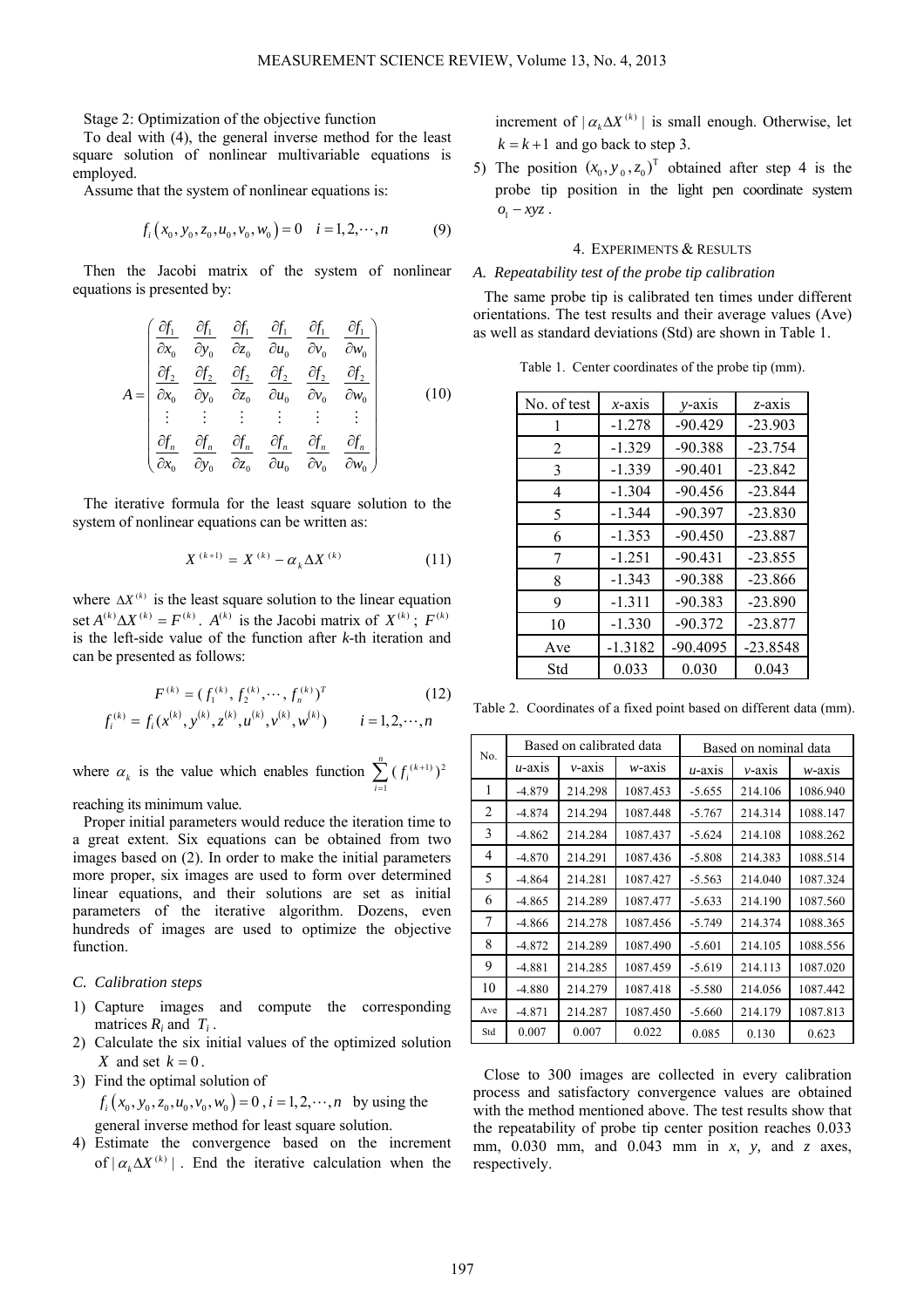Stage 2: Optimization of the objective function

To deal with (4), the general inverse method for the least square solution of nonlinear multivariable equations is employed.

Assume that the system of nonlinear equations is:

$$f_i\left(x_0, y_0, z_0, u_0, v_0, w_0\right) = 0 \quad i = 1, 2, \cdots, n \tag{9}$$

Then the Jacobi matrix of the system of nonlinear equations is presented by:

$$A = \begin{pmatrix} \frac{\partial f_1}{\partial x_0} & \frac{\partial f_1}{\partial y_0} & \frac{\partial f_1}{\partial z_0} & \frac{\partial f_1}{\partial u_0} & \frac{\partial f_1}{\partial v_0} & \frac{\partial f_1}{\partial w_0} \\ \frac{\partial f_2}{\partial x_0} & \frac{\partial f_2}{\partial y_0} & \frac{\partial f_2}{\partial z_0} & \frac{\partial f_2}{\partial u_0} & \frac{\partial f_2}{\partial v_0} & \frac{\partial f_2}{\partial w_0} \\ \vdots & \vdots & \vdots & \vdots & \vdots & \vdots \\ \frac{\partial f_n}{\partial x_0} & \frac{\partial f_n}{\partial y_0} & \frac{\partial f_n}{\partial z_0} & \frac{\partial f_n}{\partial u_0} & \frac{\partial f_n}{\partial v_0} & \frac{\partial f_n}{\partial w_0} \end{pmatrix} \tag{10}$$

The iterative formula for the least square solution to the system of nonlinear equations can be written as:

$$X^{(k+1)} = X^{(k)} - \alpha_k \Delta X^{(k)} \tag{11}$$

where $\Delta X^{(k)}$ is the least square solution to the linear equation set $A^{(k)}\Delta X^{(k)} = F^{(k)}$. $A^{(k)}$ is the Jacobi matrix of $X^{(k)}$; $F^{(k)}$ is the left-side value of the function after $k$-th iteration and can be presented as follows:

$$F^{(k)} = (f_1^{(k)}, f_2^{(k)}, \cdots, f_n^{(k)})^T \tag{12}$$
$$f_i^{(k)} = f_i(x^{(k)}, y^{(k)}, z^{(k)}, u^{(k)}, v^{(k)}, w^{(k)}) \qquad i = 1, 2, \cdots, n$$

where $\alpha_k$ is the value which enables function $\sum_{i=1}^{n} (f_i^{(k+1)})^2$ reaching its minimum value.

Proper initial parameters would reduce the iteration time to a great extent. Six equations can be obtained from two images based on (2). In order to make the initial parameters more proper, six images are used to form over determined linear equations, and their solutions are set as initial parameters of the iterative algorithm. Dozens, even hundreds of images are used to optimize the objective function.

### *C. Calibration steps*

1) Capture images and compute the corresponding matrices $R_i$ and $T_i$.
2) Calculate the six initial values of the optimized solution $X$ and set $k = 0$.
3) Find the optimal solution of $f_i\left(x_0, y_0, z_0, u_0, v_0, w_0\right) = 0$, $i = 1, 2, \cdots, n$ by using the general inverse method for least square solution.
4) Estimate the convergence based on the increment of $|\alpha_k \Delta X^{(k)}|$. End the iterative calculation when the increment of $|\alpha_k \Delta X^{(k)}|$ is small enough. Otherwise, let $k = k + 1$ and go back to step 3.
5) The position $(x_0, y_0, z_0)^{\mathrm{T}}$ obtained after step 4 is the probe tip position in the light pen coordinate system $o_1 - xyz$.

## 4. Experiments & Results

### *A. Repeatability test of the probe tip calibration*

The same probe tip is calibrated ten times under different orientations. The test results and their average values (Ave) as well as standard deviations (Std) are shown in Table 1.

Table 1. Center coordinates of the probe tip (mm).

| No. of test | *x*-axis | *y*-axis | *z*-axis |
|---|---|---|---|
| 1 | -1.278 | -90.429 | -23.903 |
| 2 | -1.329 | -90.388 | -23.754 |
| 3 | -1.339 | -90.401 | -23.842 |
| 4 | -1.304 | -90.456 | -23.844 |
| 5 | -1.344 | -90.397 | -23.830 |
| 6 | -1.353 | -90.450 | -23.887 |
| 7 | -1.251 | -90.431 | -23.855 |
| 8 | -1.343 | -90.388 | -23.866 |
| 9 | -1.311 | -90.383 | -23.890 |
| 10 | -1.330 | -90.372 | -23.877 |
| Ave | -1.3182 | -90.4095 | -23.8548 |
| Std | 0.033 | 0.030 | 0.043 |

Table 2. Coordinates of a fixed point based on different data (mm).

| No. | Based on calibrated data | | | Based on nominal data | | |
|---|---|---|---|---|---|---|
| | *u*-axis | *v*-axis | *w*-axis | *u*-axis | *v*-axis | *w*-axis |
| 1 | -4.879 | 214.298 | 1087.453 | -5.655 | 214.106 | 1086.940 |
| 2 | -4.874 | 214.294 | 1087.448 | -5.767 | 214.314 | 1088.147 |
| 3 | -4.862 | 214.284 | 1087.437 | -5.624 | 214.108 | 1088.262 |
| 4 | -4.870 | 214.291 | 1087.436 | -5.808 | 214.383 | 1088.514 |
| 5 | -4.864 | 214.281 | 1087.427 | -5.563 | 214.040 | 1087.324 |
| 6 | -4.865 | 214.289 | 1087.477 | -5.633 | 214.190 | 1087.560 |
| 7 | -4.866 | 214.278 | 1087.456 | -5.749 | 214.374 | 1088.365 |
| 8 | -4.872 | 214.289 | 1087.490 | -5.601 | 214.105 | 1088.556 |
| 9 | -4.881 | 214.285 | 1087.459 | -5.619 | 214.113 | 1087.020 |
| 10 | -4.880 | 214.279 | 1087.418 | -5.580 | 214.056 | 1087.442 |
| Ave | -4.871 | 214.287 | 1087.450 | -5.660 | 214.179 | 1087.813 |
| Std | 0.007 | 0.007 | 0.022 | 0.085 | 0.130 | 0.623 |

Close to 300 images are collected in every calibration process and satisfactory convergence values are obtained with the method mentioned above. The test results show that the repeatability of probe tip center position reaches 0.033 mm, 0.030 mm, and 0.043 mm in *x*, *y,* and *z* axes, respectively.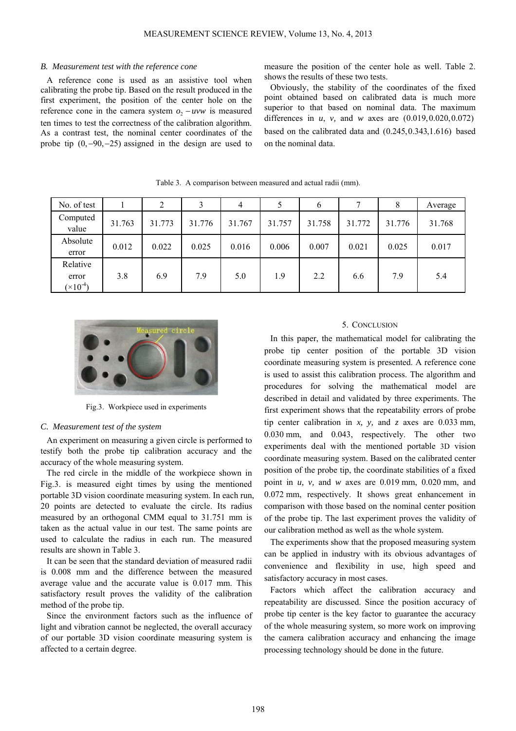### B. *Measurement test with the reference cone*

A reference cone is used as an assistive tool when calibrating the probe tip. Based on the result produced in the first experiment, the position of the center hole on the reference cone in the camera system $o_2 - uvw$ is measured ten times to test the correctness of the calibration algorithm. As a contrast test, the nominal center coordinates of the probe tip $(0, -90, -25)$ assigned in the design are used to measure the position of the center hole as well. Table 2. shows the results of these two tests.

Obviously, the stability of the coordinates of the fixed point obtained based on calibrated data is much more superior to that based on nominal data. The maximum differences in $u$, $v$, and $w$ axes are $(0.019, 0.020, 0.072)$ based on the calibrated data and $(0.245, 0.343, 1.616)$ based on the nominal data.

Table 3. A comparison between measured and actual radii (mm).

| No. of test | 1 | 2 | 3 | 4 | 5 | 6 | 7 | 8 | Average |
|---|---|---|---|---|---|---|---|---|---|
| Computed value | 31.763 | 31.773 | 31.776 | 31.767 | 31.757 | 31.758 | 31.772 | 31.776 | 31.768 |
| Absolute error | 0.012 | 0.022 | 0.025 | 0.016 | 0.006 | 0.007 | 0.021 | 0.025 | 0.017 |
| Relative error ($\times 10^{-4}$) | 3.8 | 6.9 | 7.9 | 5.0 | 1.9 | 2.2 | 6.6 | 7.9 | 5.4 |

Fig.3. Workpiece used in experiments

### C. *Measurement test of the system*

An experiment on measuring a given circle is performed to testify both the probe tip calibration accuracy and the accuracy of the whole measuring system.

The red circle in the middle of the workpiece shown in Fig.3. is measured eight times by using the mentioned portable 3D vision coordinate measuring system. In each run, 20 points are detected to evaluate the circle. Its radius measured by an orthogonal CMM equal to 31.751 mm is taken as the actual value in our test. The same points are used to calculate the radius in each run. The measured results are shown in Table 3.

It can be seen that the standard deviation of measured radii is 0.008 mm and the difference between the measured average value and the accurate value is 0.017 mm. This satisfactory result proves the validity of the calibration method of the probe tip.

Since the environment factors such as the influence of light and vibration cannot be neglected, the overall accuracy of our portable 3D vision coordinate measuring system is affected to a certain degree.

## 5. Conclusion

In this paper, the mathematical model for calibrating the probe tip center position of the portable 3D vision coordinate measuring system is presented. A reference cone is used to assist this calibration process. The algorithm and procedures for solving the mathematical model are described in detail and validated by three experiments. The first experiment shows that the repeatability errors of probe tip center calibration in $x$, $y$, and $z$ axes are 0.033 mm, 0.030 mm, and 0.043, respectively. The other two experiments deal with the mentioned portable 3D vision coordinate measuring system. Based on the calibrated center position of the probe tip, the coordinate stabilities of a fixed point in $u$, $v$, and $w$ axes are 0.019 mm, 0.020 mm, and 0.072 mm, respectively. It shows great enhancement in comparison with those based on the nominal center position of the probe tip. The last experiment proves the validity of our calibration method as well as the whole system.

The experiments show that the proposed measuring system can be applied in industry with its obvious advantages of convenience and flexibility in use, high speed and satisfactory accuracy in most cases.

Factors which affect the calibration accuracy and repeatability are discussed. Since the position accuracy of probe tip center is the key factor to guarantee the accuracy of the whole measuring system, so more work on improving the camera calibration accuracy and enhancing the image processing technology should be done in the future.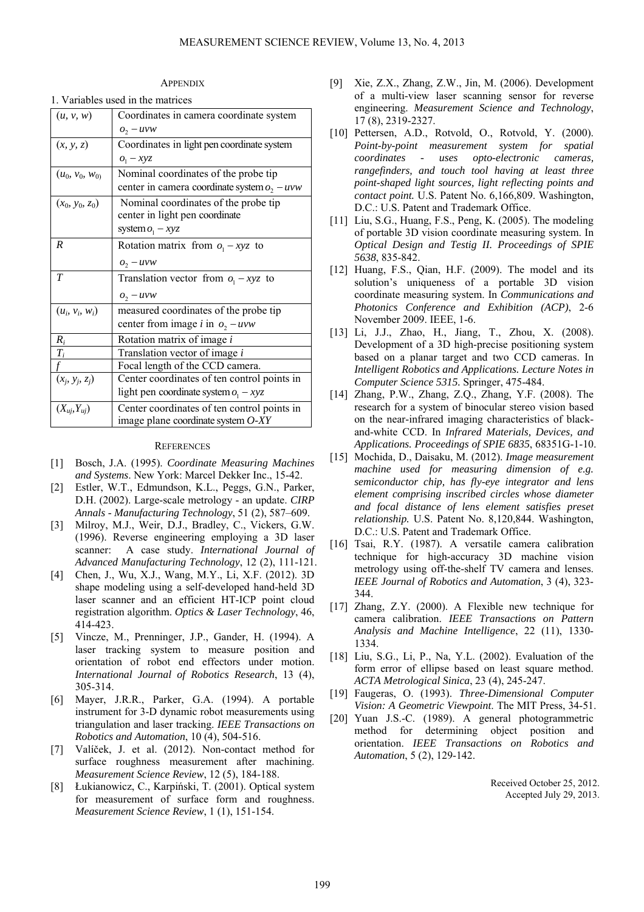## APPENDIX

1. Variables used in the matrices

| | |
|---|---|
| $(u, v, w)$ | Coordinates in camera coordinate system $o_2 - uvw$ |
| $(x, y, z)$ | Coordinates in light pen coordinate system $o_1 - xyz$ |
| $(u_0, v_0, w_0)$ | Nominal coordinates of the probe tip center in camera coordinate system $o_2 - uvw$ |
| $(x_0, y_0, z_0)$ | Nominal coordinates of the probe tip center in light pen coordinate system $o_1 - xyz$ |
| $R$ | Rotation matrix from $o_1 - xyz$ to $o_2 - uvw$ |
| $T$ | Translation vector from $o_1 - xyz$ to $o_2 - uvw$ |
| $(u_i, v_i, w_i)$ | measured coordinates of the probe tip center from image $i$ in $o_2 - uvw$ |
| $R_i$ | Rotation matrix of image $i$ |
| $T_i$ | Translation vector of image $i$ |
| $f$ | Focal length of the CCD camera. |
| $(x_j, y_j, z_j)$ | Center coordinates of ten control points in light pen coordinate system $o_1 - xyz$ |
| $(X_{uj}, Y_{uj})$ | Center coordinates of ten control points in image plane coordinate system $O$-$XY$ |

## REFERENCES

[1] Bosch, J.A. (1995). *Coordinate Measuring Machines and Systems*. New York: Marcel Dekker Inc., 15-42.

[2] Estler, W.T., Edmundson, K.L., Peggs, G.N., Parker, D.H. (2002). Large-scale metrology - an update. *CIRP Annals - Manufacturing Technology*, 51 (2), 587–609.

[3] Milroy, M.J., Weir, D.J., Bradley, C., Vickers, G.W. (1996). Reverse engineering employing a 3D laser scanner: A case study. *International Journal of Advanced Manufacturing Technology*, 12 (2), 111-121.

[4] Chen, J., Wu, X.J., Wang, M.Y., Li, X.F. (2012). 3D shape modeling using a self-developed hand-held 3D laser scanner and an efficient HT-ICP point cloud registration algorithm. *Optics & Laser Technology*, 46, 414-423.

[5] Vincze, M., Prenninger, J.P., Gander, H. (1994). A laser tracking system to measure position and orientation of robot end effectors under motion. *International Journal of Robotics Research*, 13 (4), 305-314.

[6] Mayer, J.R.R., Parker, G.A. (1994). A portable instrument for 3-D dynamic robot measurements using triangulation and laser tracking. *IEEE Transactions on Robotics and Automation*, 10 (4), 504-516.

[7] Valíček, J. et al. (2012). Non-contact method for surface roughness measurement after machining. *Measurement Science Review*, 12 (5), 184-188.

[8] Łukianowicz, C., Karpiński, T. (2001). Optical system for measurement of surface form and roughness. *Measurement Science Review*, 1 (1), 151-154.

[9] Xie, Z.X., Zhang, Z.W., Jin, M. (2006). Development of a multi-view laser scanning sensor for reverse engineering. *Measurement Science and Technology*, 17 (8), 2319-2327.

[10] Pettersen, A.D., Rotvold, O., Rotvold, Y. (2000). *Point-by-point measurement system for spatial coordinates - uses opto-electronic cameras, rangefinders, and touch tool having at least three point-shaped light sources, light reflecting points and contact point.* U.S. Patent No. 6,166,809. Washington, D.C.: U.S. Patent and Trademark Office.

[11] Liu, S.G., Huang, F.S., Peng, K. (2005). The modeling of portable 3D vision coordinate measuring system. In *Optical Design and Testig II. Proceedings of SPIE 5638*, 835-842.

[12] Huang, F.S., Qian, H.F. (2009). The model and its solution's uniqueness of a portable 3D vision coordinate measuring system. In *Communications and Photonics Conference and Exhibition (ACP)*, 2-6 November 2009. IEEE, 1-6.

[13] Li, J.J., Zhao, H., Jiang, T., Zhou, X. (2008). Development of a 3D high-precise positioning system based on a planar target and two CCD cameras. In *Intelligent Robotics and Applications. Lecture Notes in Computer Science 5315.* Springer, 475-484.

[14] Zhang, P.W., Zhang, Z.Q., Zhang, Y.F. (2008). The research for a system of binocular stereo vision based on the near-infrared imaging characteristics of black-and-white CCD. In *Infrared Materials, Devices, and Applications. Proceedings of SPIE 6835*, 68351G-1-10.

[15] Mochida, D., Daisaku, M. (2012). *Image measurement machine used for measuring dimension of e.g. semiconductor chip, has fly-eye integrator and lens element comprising inscribed circles whose diameter and focal distance of lens element satisfies preset relationship.* U.S. Patent No. 8,120,844. Washington, D.C.: U.S. Patent and Trademark Office.

[16] Tsai, R.Y. (1987). A versatile camera calibration technique for high-accuracy 3D machine vision metrology using off-the-shelf TV camera and lenses. *IEEE Journal of Robotics and Automation*, 3 (4), 323-344.

[17] Zhang, Z.Y. (2000). A Flexible new technique for camera calibration. *IEEE Transactions on Pattern Analysis and Machine Intelligence*, 22 (11), 1330-1334.

[18] Liu, S.G., Li, P., Na, Y.L. (2002). Evaluation of the form error of ellipse based on least square method. *ACTA Metrological Sinica*, 23 (4), 245-247.

[19] Faugeras, O. (1993). *Three-Dimensional Computer Vision: A Geometric Viewpoint*. The MIT Press, 34-51.

[20] Yuan J.S.-C. (1989). A general photogrammetric method for determining object position and orientation. *IEEE Transactions on Robotics and Automation*, 5 (2), 129-142.

Received October 25, 2012.
Accepted July 29, 2013.